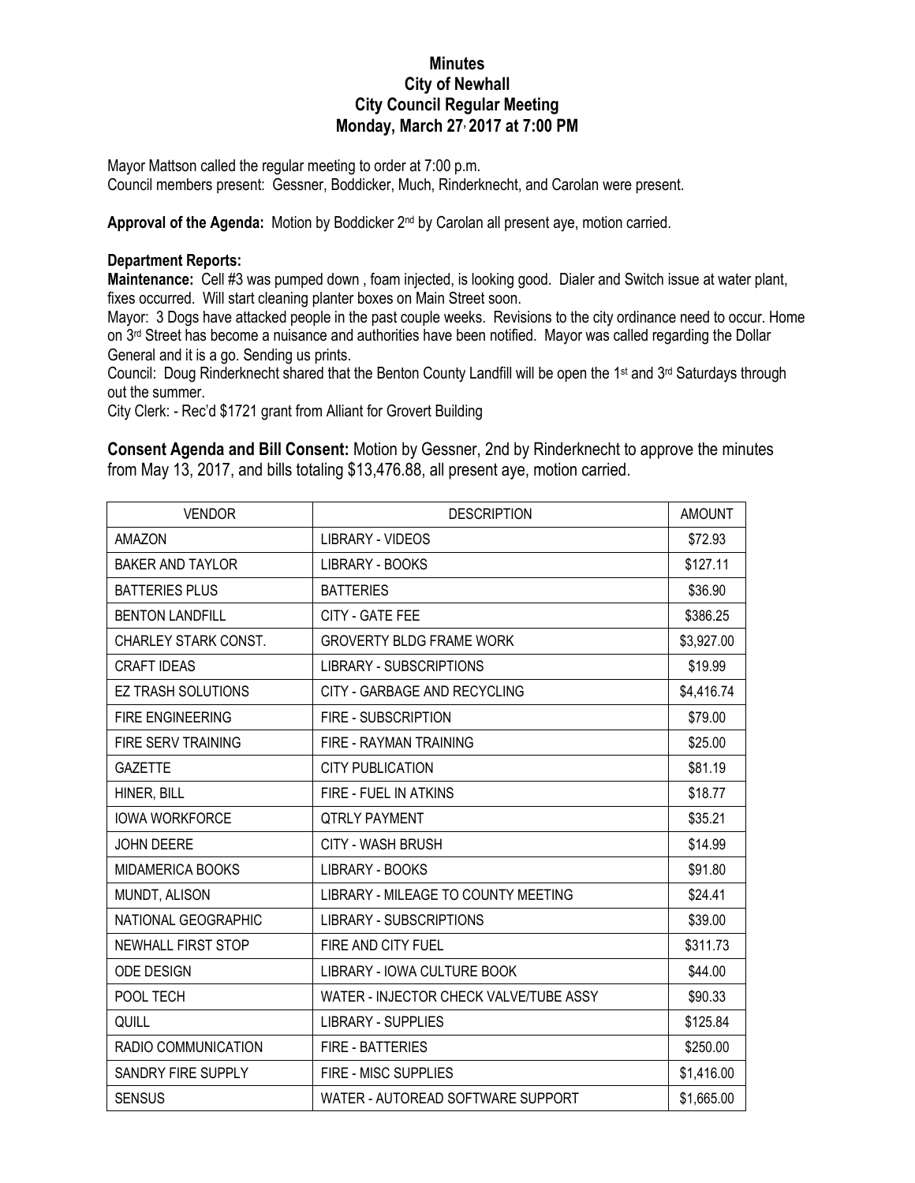# Minutes
## City of Newhall
## City Council Regular Meeting
## Monday, March 27, 2017 at 7:00 PM

Mayor Mattson called the regular meeting to order at 7:00 p.m.
Council members present: Gessner, Boddicker, Much, Rinderknecht, and Carolan were present.

**Approval of the Agenda:** Motion by Boddicker 2nd by Carolan all present aye, motion carried.

**Department Reports:**

**Maintenance:** Cell #3 was pumped down , foam injected, is looking good. Dialer and Switch issue at water plant, fixes occurred. Will start cleaning planter boxes on Main Street soon.

Mayor: 3 Dogs have attacked people in the past couple weeks. Revisions to the city ordinance need to occur. Home on 3rd Street has become a nuisance and authorities have been notified. Mayor was called regarding the Dollar General and it is a go. Sending us prints.

Council: Doug Rinderknecht shared that the Benton County Landfill will be open the 1st and 3rd Saturdays through out the summer.

City Clerk: - Rec'd $1721 grant from Alliant for Grovert Building

**Consent Agenda and Bill Consent:** Motion by Gessner, 2nd by Rinderknecht to approve the minutes from May 13, 2017, and bills totaling $13,476.88, all present aye, motion carried.

| VENDOR | DESCRIPTION | AMOUNT |
|---|---|---|
| AMAZON | LIBRARY - VIDEOS | $72.93 |
| BAKER AND TAYLOR | LIBRARY - BOOKS | $127.11 |
| BATTERIES PLUS | BATTERIES | $36.90 |
| BENTON LANDFILL | CITY - GATE FEE | $386.25 |
| CHARLEY STARK CONST. | GROVERTY BLDG FRAME WORK | $3,927.00 |
| CRAFT IDEAS | LIBRARY - SUBSCRIPTIONS | $19.99 |
| EZ TRASH SOLUTIONS | CITY - GARBAGE AND RECYCLING | $4,416.74 |
| FIRE ENGINEERING | FIRE - SUBSCRIPTION | $79.00 |
| FIRE SERV TRAINING | FIRE - RAYMAN TRAINING | $25.00 |
| GAZETTE | CITY PUBLICATION | $81.19 |
| HINER, BILL | FIRE - FUEL IN ATKINS | $18.77 |
| IOWA WORKFORCE | QTRLY PAYMENT | $35.21 |
| JOHN DEERE | CITY - WASH BRUSH | $14.99 |
| MIDAMERICA BOOKS | LIBRARY - BOOKS | $91.80 |
| MUNDT, ALISON | LIBRARY - MILEAGE TO COUNTY MEETING | $24.41 |
| NATIONAL GEOGRAPHIC | LIBRARY - SUBSCRIPTIONS | $39.00 |
| NEWHALL FIRST STOP | FIRE AND CITY FUEL | $311.73 |
| ODE DESIGN | LIBRARY - IOWA CULTURE BOOK | $44.00 |
| POOL TECH | WATER - INJECTOR CHECK VALVE/TUBE ASSY | $90.33 |
| QUILL | LIBRARY - SUPPLIES | $125.84 |
| RADIO COMMUNICATION | FIRE - BATTERIES | $250.00 |
| SANDRY FIRE SUPPLY | FIRE - MISC SUPPLIES | $1,416.00 |
| SENSUS | WATER - AUTOREAD SOFTWARE SUPPORT | $1,665.00 |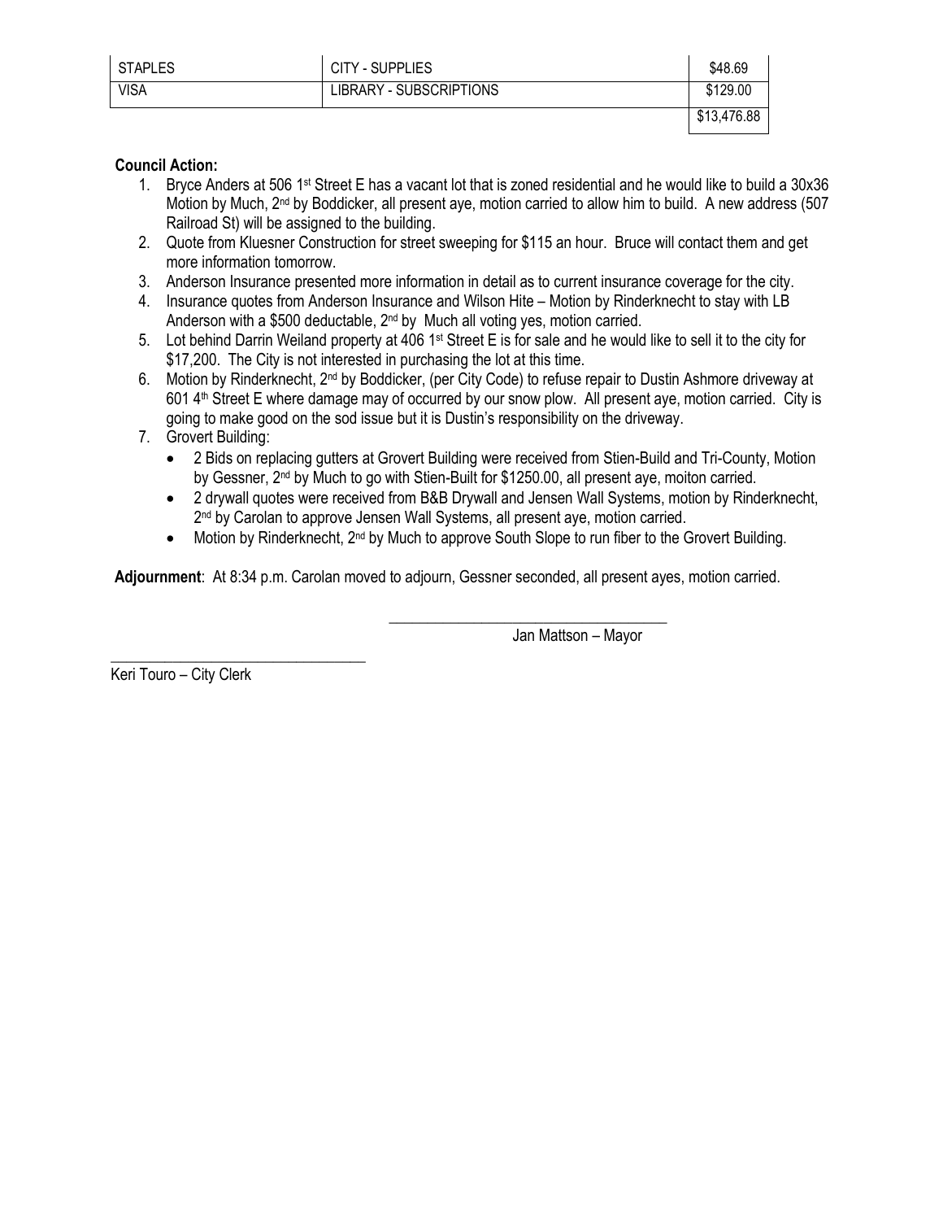| | | |
|---|---|---|
| STAPLES | CITY - SUPPLIES | $48.69 |
| VISA | LIBRARY - SUBSCRIPTIONS | $129.00 |
| | | $13,476.88 |

**Council Action:**

1. Bryce Anders at 506 1st Street E has a vacant lot that is zoned residential and he would like to build a 30x36 Motion by Much, 2nd by Boddicker, all present aye, motion carried to allow him to build. A new address (507 Railroad St) will be assigned to the building.
2. Quote from Kluesner Construction for street sweeping for $115 an hour. Bruce will contact them and get more information tomorrow.
3. Anderson Insurance presented more information in detail as to current insurance coverage for the city.
4. Insurance quotes from Anderson Insurance and Wilson Hite – Motion by Rinderknecht to stay with LB Anderson with a $500 deductable, 2nd by Much all voting yes, motion carried.
5. Lot behind Darrin Weiland property at 406 1st Street E is for sale and he would like to sell it to the city for $17,200. The City is not interested in purchasing the lot at this time.
6. Motion by Rinderknecht, 2nd by Boddicker, (per City Code) to refuse repair to Dustin Ashmore driveway at 601 4th Street E where damage may of occurred by our snow plow. All present aye, motion carried. City is going to make good on the sod issue but it is Dustin's responsibility on the driveway.
7. Grovert Building:
   - 2 Bids on replacing gutters at Grovert Building were received from Stien-Build and Tri-County, Motion by Gessner, 2nd by Much to go with Stien-Built for $1250.00, all present aye, moiton carried.
   - 2 drywall quotes were received from B&B Drywall and Jensen Wall Systems, motion by Rinderknecht, 2nd by Carolan to approve Jensen Wall Systems, all present aye, motion carried.
   - Motion by Rinderknecht, 2nd by Much to approve South Slope to run fiber to the Grovert Building.

**Adjournment**: At 8:34 p.m. Carolan moved to adjourn, Gessner seconded, all present ayes, motion carried.

\_\_\_\_\_\_\_\_\_\_\_\_\_\_\_\_\_\_\_\_\_\_\_\_\_\_\_\_\_\_\_\_\_\_\_
Jan Mattson – Mayor

\_\_\_\_\_\_\_\_\_\_\_\_\_\_\_\_\_\_\_\_\_\_\_\_\_\_\_\_\_\_\_\_\_\_\_
Keri Touro – City Clerk